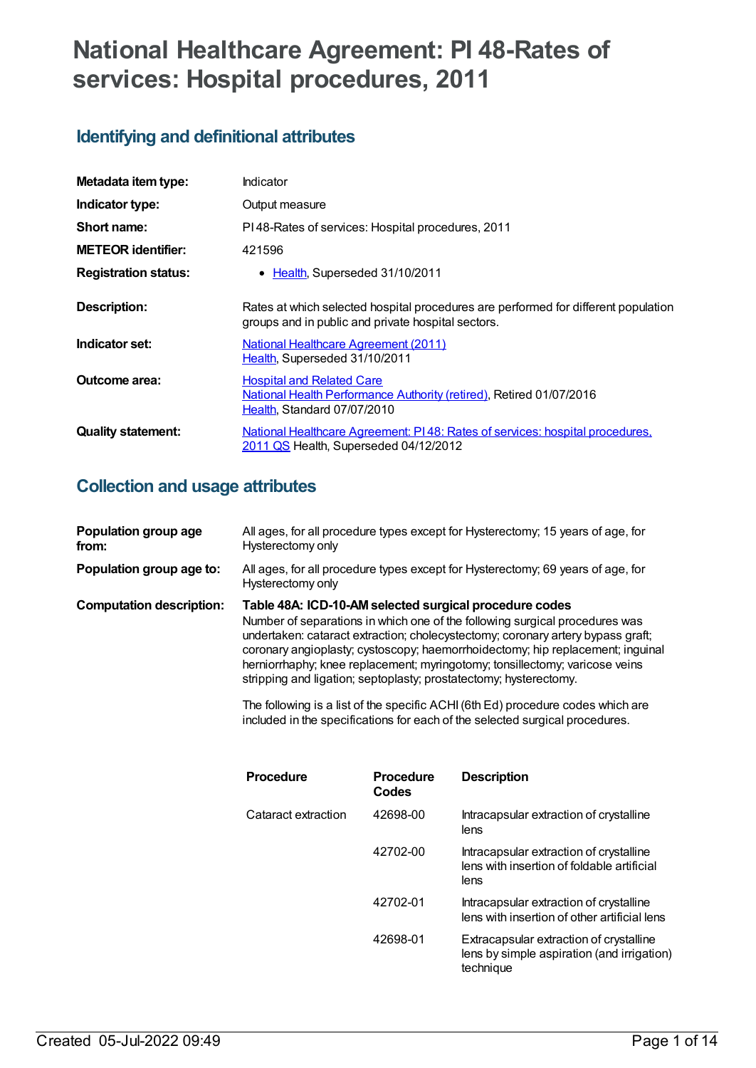# National Healthcare Agreement: PI 48-Rates of services: Hospital procedures, 2011

## Identifying and definitional attributes

| | |
|---|---|
| **Metadata item type:** | Indicator |
| **Indicator type:** | Output measure |
| **Short name:** | PI 48-Rates of services: Hospital procedures, 2011 |
| **METEOR identifier:** | 421596 |
| **Registration status:** | • Health, Superseded 31/10/2011 |
| **Description:** | Rates at which selected hospital procedures are performed for different population groups and in public and private hospital sectors. |
| **Indicator set:** | National Healthcare Agreement (2011)<br>Health, Superseded 31/10/2011 |
| **Outcome area:** | Hospital and Related Care<br>National Health Performance Authority (retired), Retired 01/07/2016<br>Health, Standard 07/07/2010 |
| **Quality statement:** | National Healthcare Agreement: PI 48: Rates of services: hospital procedures, 2011 QS Health, Superseded 04/12/2012 |

## Collection and usage attributes

| | |
|---|---|
| **Population group age from:** | All ages, for all procedure types except for Hysterectomy; 15 years of age, for Hysterectomy only |
| **Population group age to:** | All ages, for all procedure types except for Hysterectomy; 69 years of age, for Hysterectomy only |

**Computation description:**

**Table 48A: ICD-10-AM selected surgical procedure codes**

Number of separations in which one of the following surgical procedures was undertaken: cataract extraction; cholecystectomy; coronary artery bypass graft; coronary angioplasty; cystoscopy; haemorrhoidectomy; hip replacement; inguinal herniorrhaphy; knee replacement; myringotomy; tonsillectomy; varicose veins stripping and ligation; septoplasty; prostatectomy; hysterectomy.

The following is a list of the specific ACHI (6th Ed) procedure codes which are included in the specifications for each of the selected surgical procedures.

| Procedure | Procedure Codes | Description |
|---|---|---|
| Cataract extraction | 42698-00 | Intracapsular extraction of crystalline lens |
| | 42702-00 | Intracapsular extraction of crystalline lens with insertion of foldable artificial lens |
| | 42702-01 | Intracapsular extraction of crystalline lens with insertion of other artificial lens |
| | 42698-01 | Extracapsular extraction of crystalline lens by simple aspiration (and irrigation) technique |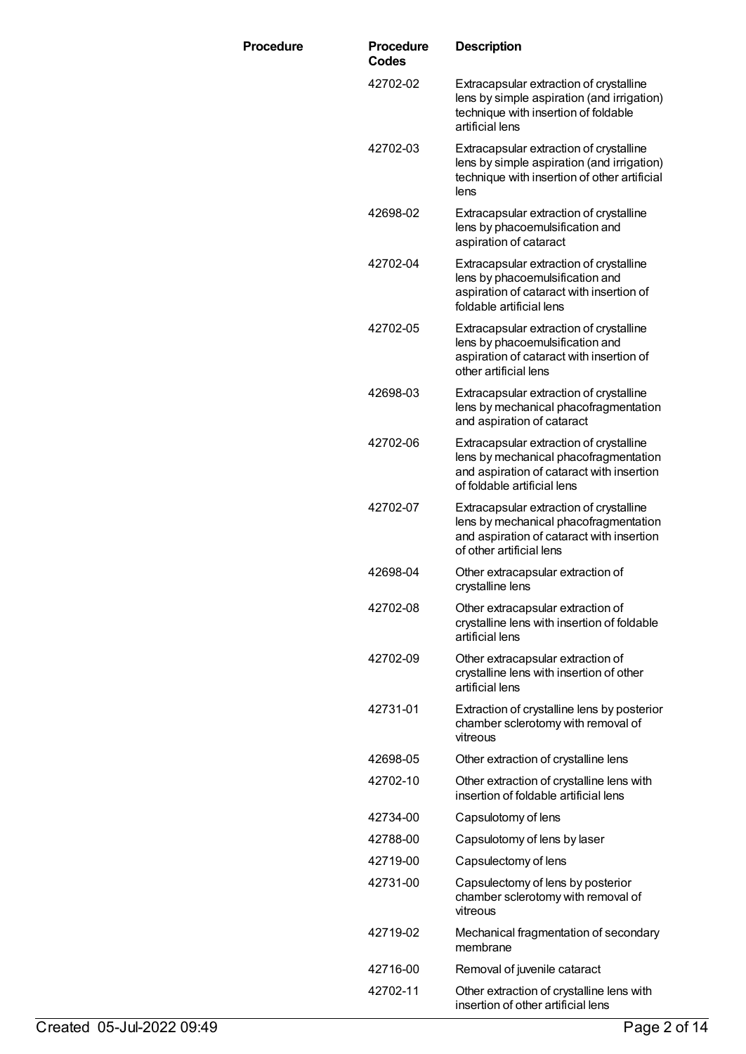| Procedure | Procedure Codes | Description |
|---|---|---|
| | 42702-02 | Extracapsular extraction of crystalline lens by simple aspiration (and irrigation) technique with insertion of foldable artificial lens |
| | 42702-03 | Extracapsular extraction of crystalline lens by simple aspiration (and irrigation) technique with insertion of other artificial lens |
| | 42698-02 | Extracapsular extraction of crystalline lens by phacoemulsification and aspiration of cataract |
| | 42702-04 | Extracapsular extraction of crystalline lens by phacoemulsification and aspiration of cataract with insertion of foldable artificial lens |
| | 42702-05 | Extracapsular extraction of crystalline lens by phacoemulsification and aspiration of cataract with insertion of other artificial lens |
| | 42698-03 | Extracapsular extraction of crystalline lens by mechanical phacofragmentation and aspiration of cataract |
| | 42702-06 | Extracapsular extraction of crystalline lens by mechanical phacofragmentation and aspiration of cataract with insertion of foldable artificial lens |
| | 42702-07 | Extracapsular extraction of crystalline lens by mechanical phacofragmentation and aspiration of cataract with insertion of other artificial lens |
| | 42698-04 | Other extracapsular extraction of crystalline lens |
| | 42702-08 | Other extracapsular extraction of crystalline lens with insertion of foldable artificial lens |
| | 42702-09 | Other extracapsular extraction of crystalline lens with insertion of other artificial lens |
| | 42731-01 | Extraction of crystalline lens by posterior chamber sclerotomy with removal of vitreous |
| | 42698-05 | Other extraction of crystalline lens |
| | 42702-10 | Other extraction of crystalline lens with insertion of foldable artificial lens |
| | 42734-00 | Capsulotomy of lens |
| | 42788-00 | Capsulotomy of lens by laser |
| | 42719-00 | Capsulectomy of lens |
| | 42731-00 | Capsulectomy of lens by posterior chamber sclerotomy with removal of vitreous |
| | 42719-02 | Mechanical fragmentation of secondary membrane |
| | 42716-00 | Removal of juvenile cataract |
| | 42702-11 | Other extraction of crystalline lens with insertion of other artificial lens |

Created 05-Jul-2022 09:49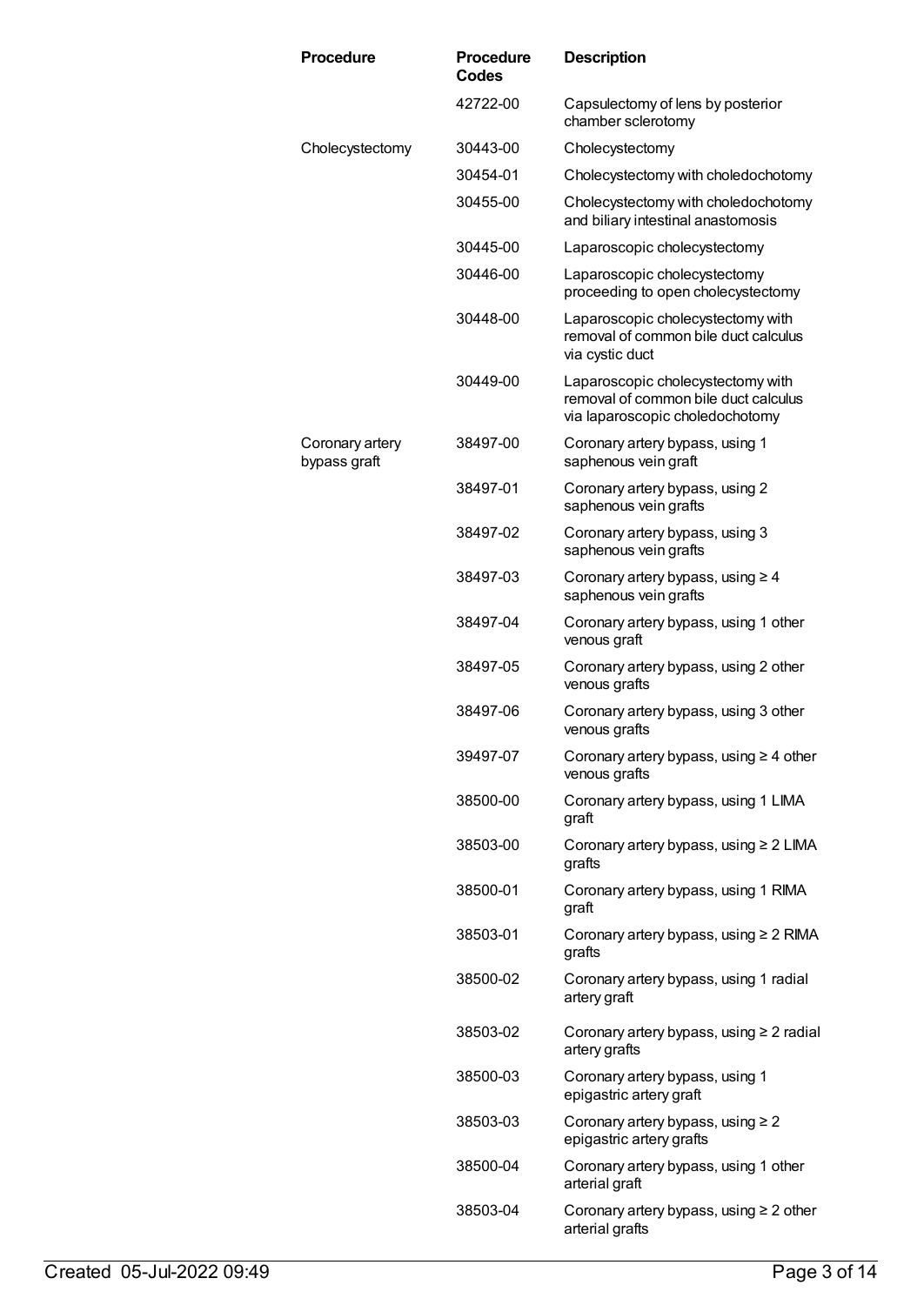| Procedure | Procedure Codes | Description |
|---|---|---|
| | 42722-00 | Capsulectomy of lens by posterior chamber sclerotomy |
| Cholecystectomy | 30443-00 | Cholecystectomy |
| | 30454-01 | Cholecystectomy with choledochotomy |
| | 30455-00 | Cholecystectomy with choledochotomy and biliary intestinal anastomosis |
| | 30445-00 | Laparoscopic cholecystectomy |
| | 30446-00 | Laparoscopic cholecystectomy proceeding to open cholecystectomy |
| | 30448-00 | Laparoscopic cholecystectomy with removal of common bile duct calculus via cystic duct |
| | 30449-00 | Laparoscopic cholecystectomy with removal of common bile duct calculus via laparoscopic choledochotomy |
| Coronary artery bypass graft | 38497-00 | Coronary artery bypass, using 1 saphenous vein graft |
| | 38497-01 | Coronary artery bypass, using 2 saphenous vein grafts |
| | 38497-02 | Coronary artery bypass, using 3 saphenous vein grafts |
| | 38497-03 | Coronary artery bypass, using ≥ 4 saphenous vein grafts |
| | 38497-04 | Coronary artery bypass, using 1 other venous graft |
| | 38497-05 | Coronary artery bypass, using 2 other venous grafts |
| | 38497-06 | Coronary artery bypass, using 3 other venous grafts |
| | 39497-07 | Coronary artery bypass, using ≥ 4 other venous grafts |
| | 38500-00 | Coronary artery bypass, using 1 LIMA graft |
| | 38503-00 | Coronary artery bypass, using ≥ 2 LIMA grafts |
| | 38500-01 | Coronary artery bypass, using 1 RIMA graft |
| | 38503-01 | Coronary artery bypass, using ≥ 2 RIMA grafts |
| | 38500-02 | Coronary artery bypass, using 1 radial artery graft |
| | 38503-02 | Coronary artery bypass, using ≥ 2 radial artery grafts |
| | 38500-03 | Coronary artery bypass, using 1 epigastric artery graft |
| | 38503-03 | Coronary artery bypass, using ≥ 2 epigastric artery grafts |
| | 38500-04 | Coronary artery bypass, using 1 other arterial graft |
| | 38503-04 | Coronary artery bypass, using ≥ 2 other arterial grafts |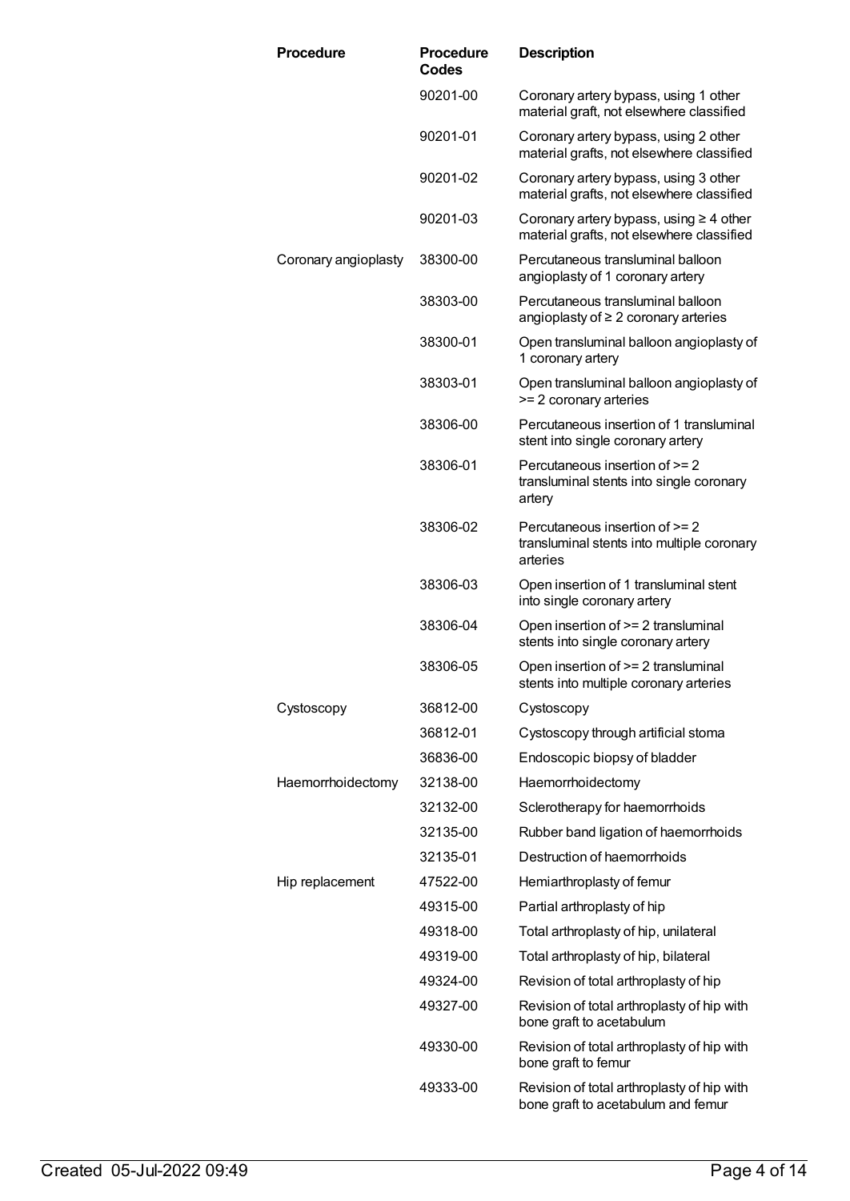| Procedure | Procedure Codes | Description |
| --- | --- | --- |
| | 90201-00 | Coronary artery bypass, using 1 other material graft, not elsewhere classified |
| | 90201-01 | Coronary artery bypass, using 2 other material grafts, not elsewhere classified |
| | 90201-02 | Coronary artery bypass, using 3 other material grafts, not elsewhere classified |
| | 90201-03 | Coronary artery bypass, using ≥ 4 other material grafts, not elsewhere classified |
| Coronary angioplasty | 38300-00 | Percutaneous transluminal balloon angioplasty of 1 coronary artery |
| | 38303-00 | Percutaneous transluminal balloon angioplasty of ≥ 2 coronary arteries |
| | 38300-01 | Open transluminal balloon angioplasty of 1 coronary artery |
| | 38303-01 | Open transluminal balloon angioplasty of >= 2 coronary arteries |
| | 38306-00 | Percutaneous insertion of 1 transluminal stent into single coronary artery |
| | 38306-01 | Percutaneous insertion of >= 2 transluminal stents into single coronary artery |
| | 38306-02 | Percutaneous insertion of >= 2 transluminal stents into multiple coronary arteries |
| | 38306-03 | Open insertion of 1 transluminal stent into single coronary artery |
| | 38306-04 | Open insertion of >= 2 transluminal stents into single coronary artery |
| | 38306-05 | Open insertion of >= 2 transluminal stents into multiple coronary arteries |
| Cystoscopy | 36812-00 | Cystoscopy |
| | 36812-01 | Cystoscopy through artificial stoma |
| | 36836-00 | Endoscopic biopsy of bladder |
| Haemorrhoidectomy | 32138-00 | Haemorrhoidectomy |
| | 32132-00 | Sclerotherapy for haemorrhoids |
| | 32135-00 | Rubber band ligation of haemorrhoids |
| | 32135-01 | Destruction of haemorrhoids |
| Hip replacement | 47522-00 | Hemiarthroplasty of femur |
| | 49315-00 | Partial arthroplasty of hip |
| | 49318-00 | Total arthroplasty of hip, unilateral |
| | 49319-00 | Total arthroplasty of hip, bilateral |
| | 49324-00 | Revision of total arthroplasty of hip |
| | 49327-00 | Revision of total arthroplasty of hip with bone graft to acetabulum |
| | 49330-00 | Revision of total arthroplasty of hip with bone graft to femur |
| | 49333-00 | Revision of total arthroplasty of hip with bone graft to acetabulum and femur |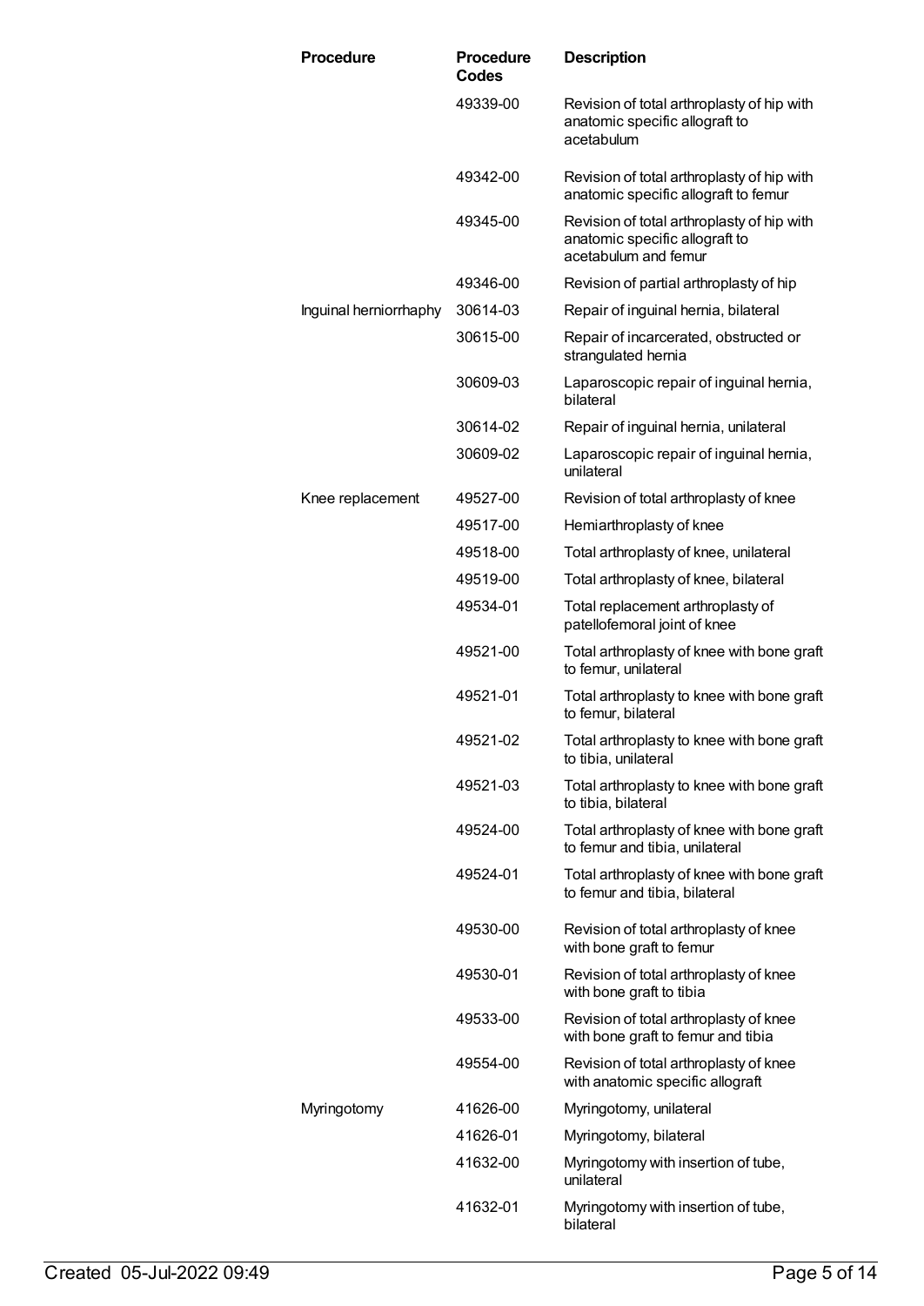| Procedure | Procedure Codes | Description |
| --- | --- | --- |
| | 49339-00 | Revision of total arthroplasty of hip with anatomic specific allograft to acetabulum |
| | 49342-00 | Revision of total arthroplasty of hip with anatomic specific allograft to femur |
| | 49345-00 | Revision of total arthroplasty of hip with anatomic specific allograft to acetabulum and femur |
| | 49346-00 | Revision of partial arthroplasty of hip |
| Inguinal herniorrhaphy | 30614-03 | Repair of inguinal hernia, bilateral |
| | 30615-00 | Repair of incarcerated, obstructed or strangulated hernia |
| | 30609-03 | Laparoscopic repair of inguinal hernia, bilateral |
| | 30614-02 | Repair of inguinal hernia, unilateral |
| | 30609-02 | Laparoscopic repair of inguinal hernia, unilateral |
| Knee replacement | 49527-00 | Revision of total arthroplasty of knee |
| | 49517-00 | Hemiarthroplasty of knee |
| | 49518-00 | Total arthroplasty of knee, unilateral |
| | 49519-00 | Total arthroplasty of knee, bilateral |
| | 49534-01 | Total replacement arthroplasty of patellofemoral joint of knee |
| | 49521-00 | Total arthroplasty of knee with bone graft to femur, unilateral |
| | 49521-01 | Total arthroplasty to knee with bone graft to femur, bilateral |
| | 49521-02 | Total arthroplasty to knee with bone graft to tibia, unilateral |
| | 49521-03 | Total arthroplasty to knee with bone graft to tibia, bilateral |
| | 49524-00 | Total arthroplasty of knee with bone graft to femur and tibia, unilateral |
| | 49524-01 | Total arthroplasty of knee with bone graft to femur and tibia, bilateral |
| | 49530-00 | Revision of total arthroplasty of knee with bone graft to femur |
| | 49530-01 | Revision of total arthroplasty of knee with bone graft to tibia |
| | 49533-00 | Revision of total arthroplasty of knee with bone graft to femur and tibia |
| | 49554-00 | Revision of total arthroplasty of knee with anatomic specific allograft |
| Myringotomy | 41626-00 | Myringotomy, unilateral |
| | 41626-01 | Myringotomy, bilateral |
| | 41632-00 | Myringotomy with insertion of tube, unilateral |
| | 41632-01 | Myringotomy with insertion of tube, bilateral |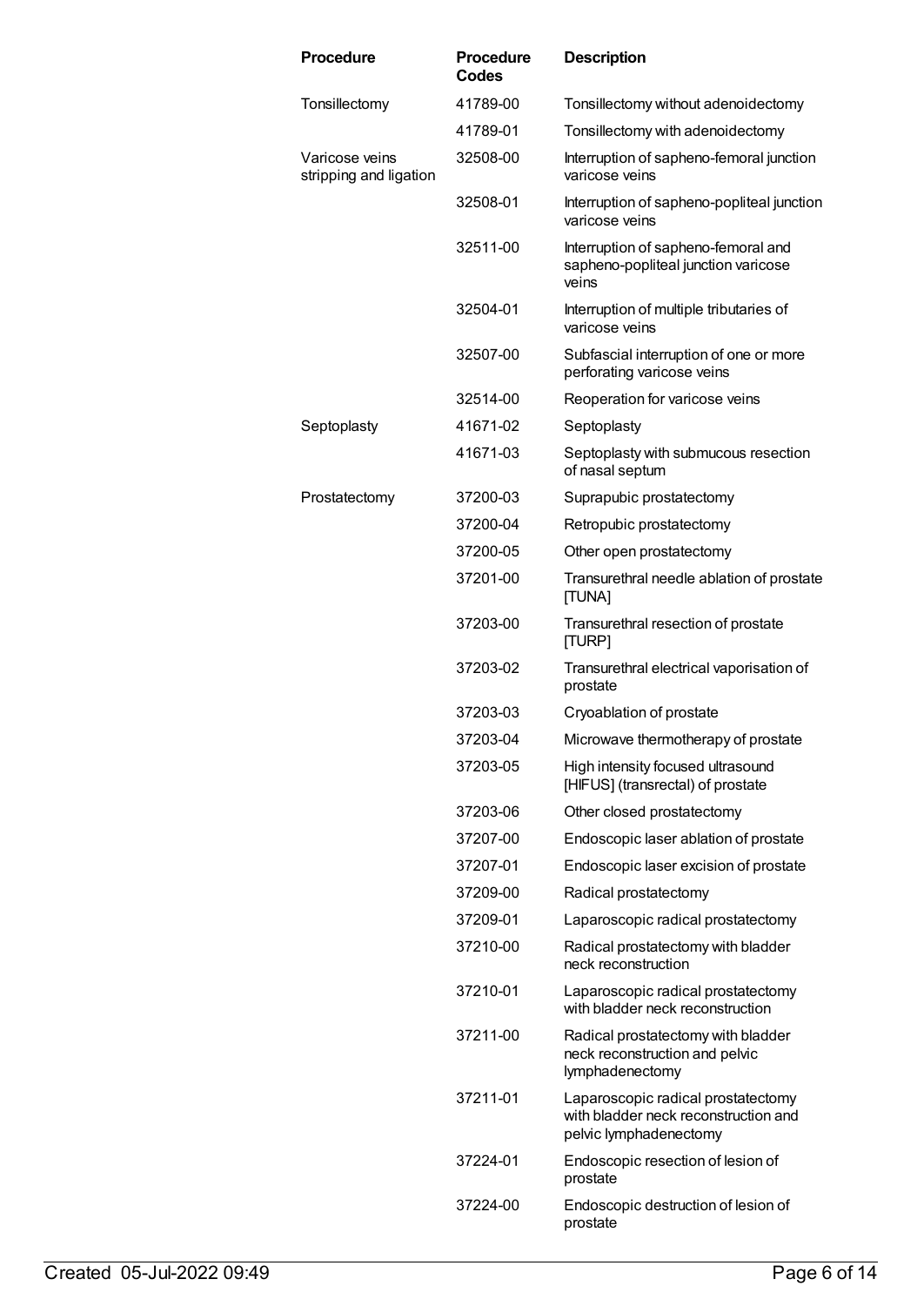| Procedure | Procedure Codes | Description |
| --- | --- | --- |
| Tonsillectomy | 41789-00 | Tonsillectomy without adenoidectomy |
| | 41789-01 | Tonsillectomy with adenoidectomy |
| Varicose veins stripping and ligation | 32508-00 | Interruption of sapheno-femoral junction varicose veins |
| | 32508-01 | Interruption of sapheno-popliteal junction varicose veins |
| | 32511-00 | Interruption of sapheno-femoral and sapheno-popliteal junction varicose veins |
| | 32504-01 | Interruption of multiple tributaries of varicose veins |
| | 32507-00 | Subfascial interruption of one or more perforating varicose veins |
| | 32514-00 | Reoperation for varicose veins |
| Septoplasty | 41671-02 | Septoplasty |
| | 41671-03 | Septoplasty with submucous resection of nasal septum |
| Prostatectomy | 37200-03 | Suprapubic prostatectomy |
| | 37200-04 | Retropubic prostatectomy |
| | 37200-05 | Other open prostatectomy |
| | 37201-00 | Transurethral needle ablation of prostate [TUNA] |
| | 37203-00 | Transurethral resection of prostate [TURP] |
| | 37203-02 | Transurethral electrical vaporisation of prostate |
| | 37203-03 | Cryoablation of prostate |
| | 37203-04 | Microwave thermotherapy of prostate |
| | 37203-05 | High intensity focused ultrasound [HIFUS] (transrectal) of prostate |
| | 37203-06 | Other closed prostatectomy |
| | 37207-00 | Endoscopic laser ablation of prostate |
| | 37207-01 | Endoscopic laser excision of prostate |
| | 37209-00 | Radical prostatectomy |
| | 37209-01 | Laparoscopic radical prostatectomy |
| | 37210-00 | Radical prostatectomy with bladder neck reconstruction |
| | 37210-01 | Laparoscopic radical prostatectomy with bladder neck reconstruction |
| | 37211-00 | Radical prostatectomy with bladder neck reconstruction and pelvic lymphadenectomy |
| | 37211-01 | Laparoscopic radical prostatectomy with bladder neck reconstruction and pelvic lymphadenectomy |
| | 37224-01 | Endoscopic resection of lesion of prostate |
| | 37224-00 | Endoscopic destruction of lesion of prostate |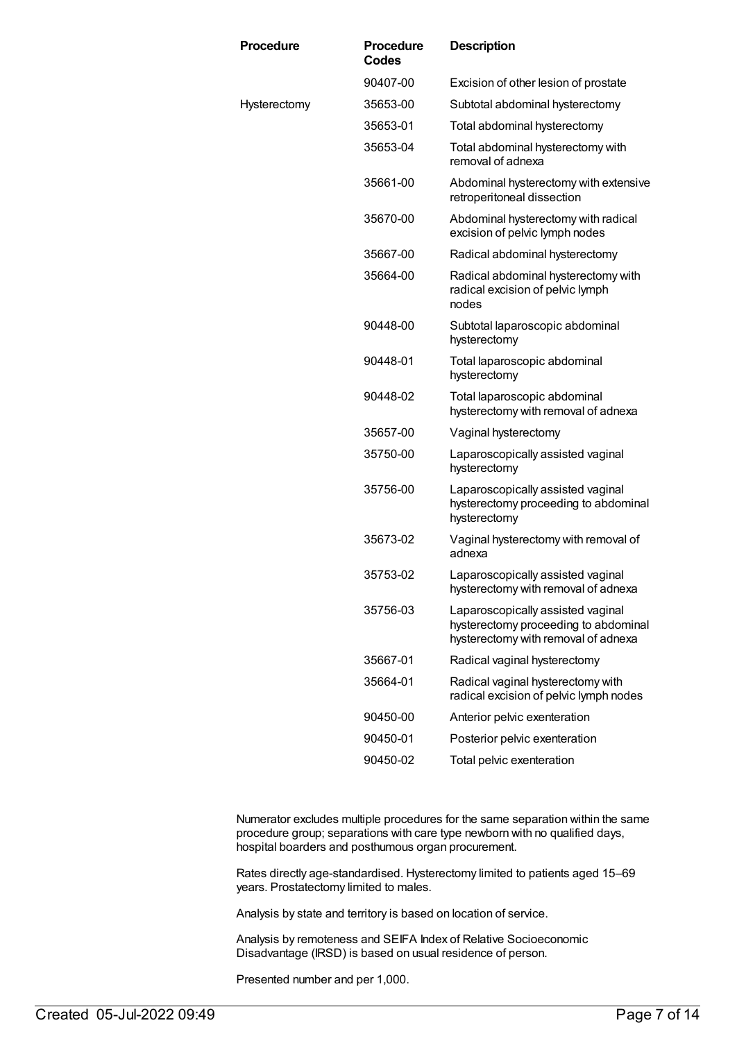| Procedure | Procedure Codes | Description |
| --- | --- | --- |
| | 90407-00 | Excision of other lesion of prostate |
| Hysterectomy | 35653-00 | Subtotal abdominal hysterectomy |
| | 35653-01 | Total abdominal hysterectomy |
| | 35653-04 | Total abdominal hysterectomy with removal of adnexa |
| | 35661-00 | Abdominal hysterectomy with extensive retroperitoneal dissection |
| | 35670-00 | Abdominal hysterectomy with radical excision of pelvic lymph nodes |
| | 35667-00 | Radical abdominal hysterectomy |
| | 35664-00 | Radical abdominal hysterectomy with radical excision of pelvic lymph nodes |
| | 90448-00 | Subtotal laparoscopic abdominal hysterectomy |
| | 90448-01 | Total laparoscopic abdominal hysterectomy |
| | 90448-02 | Total laparoscopic abdominal hysterectomy with removal of adnexa |
| | 35657-00 | Vaginal hysterectomy |
| | 35750-00 | Laparoscopically assisted vaginal hysterectomy |
| | 35756-00 | Laparoscopically assisted vaginal hysterectomy proceeding to abdominal hysterectomy |
| | 35673-02 | Vaginal hysterectomy with removal of adnexa |
| | 35753-02 | Laparoscopically assisted vaginal hysterectomy with removal of adnexa |
| | 35756-03 | Laparoscopically assisted vaginal hysterectomy proceeding to abdominal hysterectomy with removal of adnexa |
| | 35667-01 | Radical vaginal hysterectomy |
| | 35664-01 | Radical vaginal hysterectomy with radical excision of pelvic lymph nodes |
| | 90450-00 | Anterior pelvic exenteration |
| | 90450-01 | Posterior pelvic exenteration |
| | 90450-02 | Total pelvic exenteration |

Numerator excludes multiple procedures for the same separation within the same procedure group; separations with care type newborn with no qualified days, hospital boarders and posthumous organ procurement.

Rates directly age-standardised. Hysterectomy limited to patients aged 15–69 years. Prostatectomy limited to males.

Analysis by state and territory is based on location of service.

Analysis by remoteness and SEIFA Index of Relative Socioeconomic Disadvantage (IRSD) is based on usual residence of person.

Presented number and per 1,000.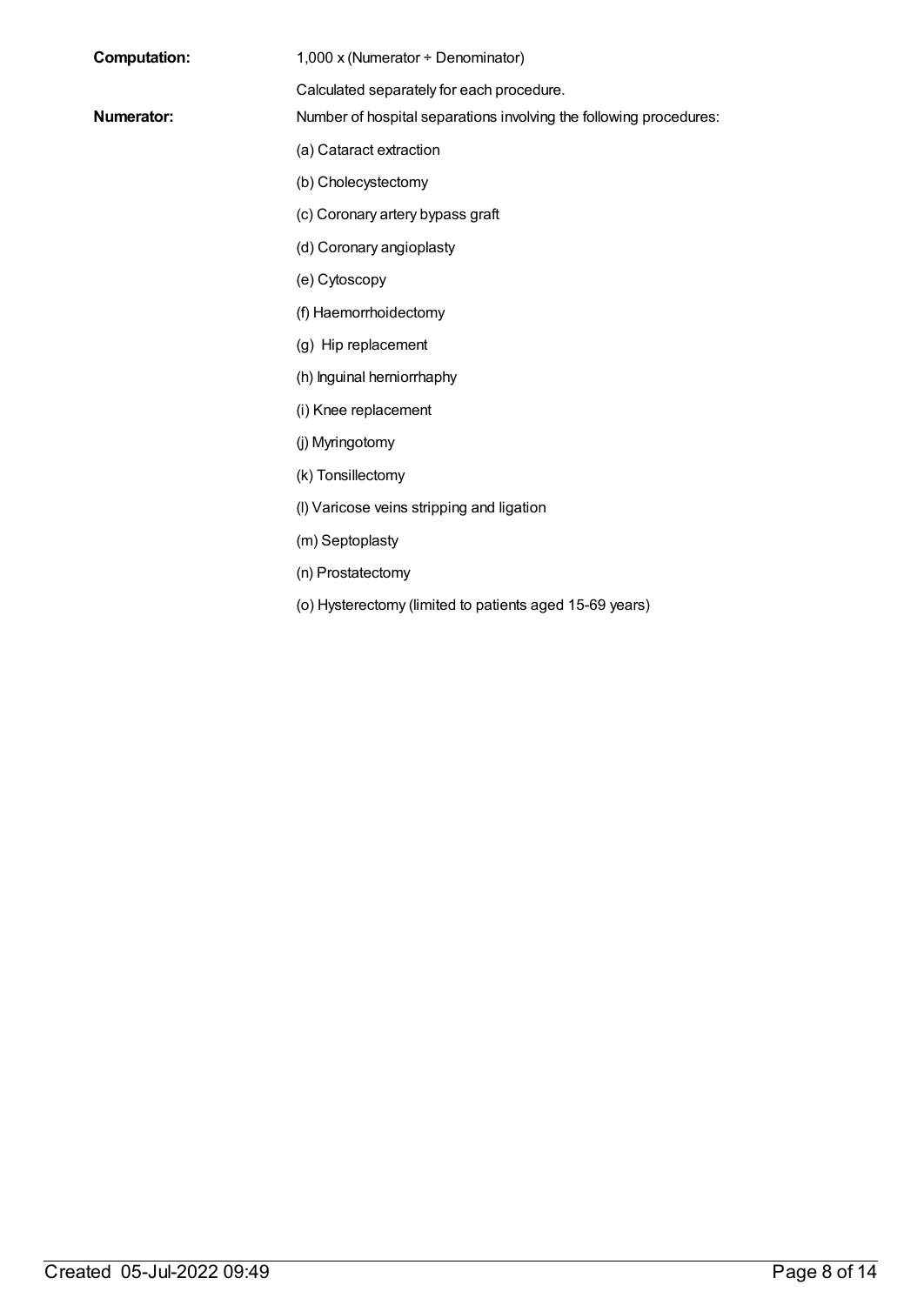**Computation:** 1,000 x (Numerator ÷ Denominator)

Calculated separately for each procedure.

**Numerator:** Number of hospital separations involving the following procedures:

(a) Cataract extraction

(b) Cholecystectomy

(c) Coronary artery bypass graft

(d) Coronary angioplasty

(e) Cytoscopy

(f) Haemorrhoidectomy

(g) Hip replacement

(h) Inguinal herniorrhaphy

(i) Knee replacement

(j) Myringotomy

(k) Tonsillectomy

(l) Varicose veins stripping and ligation

(m) Septoplasty

(n) Prostatectomy

(o) Hysterectomy (limited to patients aged 15-69 years)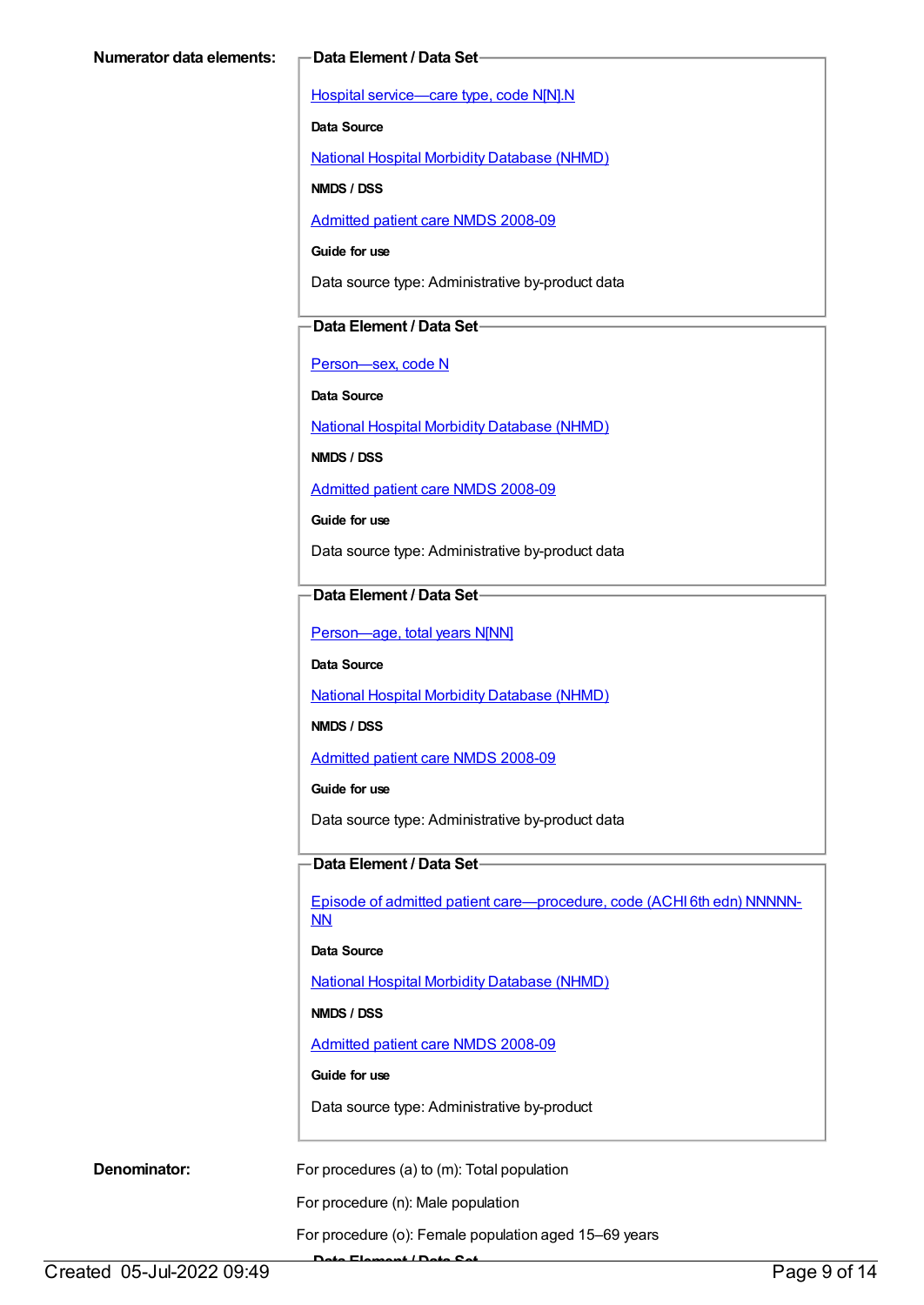**Numerator data elements:**

**Data Element / Data Set**

Hospital service—care type, code N[N].N

**Data Source**

National Hospital Morbidity Database (NHMD)

**NMDS / DSS**

Admitted patient care NMDS 2008-09

**Guide for use**

Data source type: Administrative by-product data

**Data Element / Data Set**

Person—sex, code N

**Data Source**

National Hospital Morbidity Database (NHMD)

**NMDS / DSS**

Admitted patient care NMDS 2008-09

**Guide for use**

Data source type: Administrative by-product data

**Data Element / Data Set**

Person—age, total years N[NN]

**Data Source**

National Hospital Morbidity Database (NHMD)

**NMDS / DSS**

Admitted patient care NMDS 2008-09

**Guide for use**

Data source type: Administrative by-product data

**Data Element / Data Set**

Episode of admitted patient care—procedure, code (ACHI 6th edn) NNNNN-NN

**Data Source**

National Hospital Morbidity Database (NHMD)

**NMDS / DSS**

Admitted patient care NMDS 2008-09

**Guide for use**

Data source type: Administrative by-product

**Denominator:**

For procedures (a) to (m): Total population

For procedure (n): Male population

For procedure (o): Female population aged 15–69 years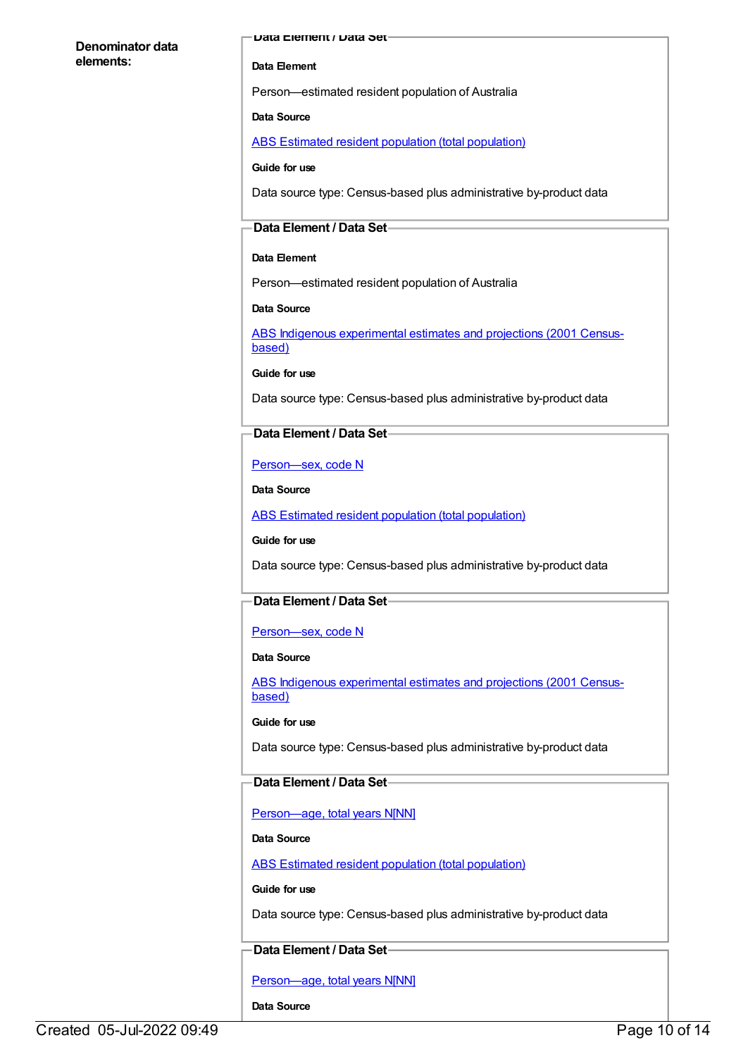**Denominator data elements:**

**Data Element / Data Set**

**Data Element**

Person—estimated resident population of Australia

**Data Source**

ABS Estimated resident population (total population)

**Guide for use**

Data source type: Census-based plus administrative by-product data

**Data Element / Data Set**

**Data Element**

Person—estimated resident population of Australia

**Data Source**

ABS Indigenous experimental estimates and projections (2001 Census-based)

**Guide for use**

Data source type: Census-based plus administrative by-product data

**Data Element / Data Set**

Person—sex, code N

**Data Source**

ABS Estimated resident population (total population)

**Guide for use**

Data source type: Census-based plus administrative by-product data

**Data Element / Data Set**

Person—sex, code N

**Data Source**

ABS Indigenous experimental estimates and projections (2001 Census-based)

**Guide for use**

Data source type: Census-based plus administrative by-product data

**Data Element / Data Set**

Person—age, total years N[NN]

**Data Source**

ABS Estimated resident population (total population)

**Guide for use**

Data source type: Census-based plus administrative by-product data

**Data Element / Data Set**

Person—age, total years N[NN]

**Data Source**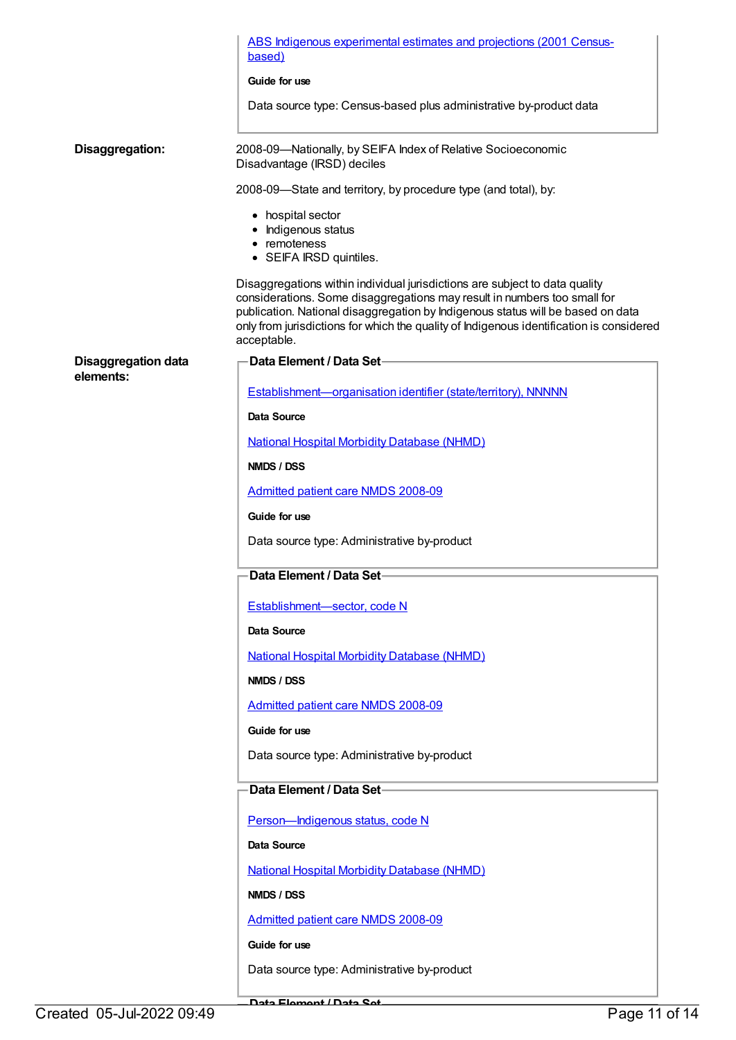ABS Indigenous experimental estimates and projections (2001 Census-based)

**Guide for use**

Data source type: Census-based plus administrative by-product data

**Disaggregation:**

2008-09—Nationally, by SEIFA Index of Relative Socioeconomic Disadvantage (IRSD) deciles

2008-09—State and territory, by procedure type (and total), by:

- hospital sector
- Indigenous status
- remoteness
- SEIFA IRSD quintiles.

Disaggregations within individual jurisdictions are subject to data quality considerations. Some disaggregations may result in numbers too small for publication. National disaggregation by Indigenous status will be based on data only from jurisdictions for which the quality of Indigenous identification is considered acceptable.

**Disaggregation data elements:**

**Data Element / Data Set**

Establishment—organisation identifier (state/territory), NNNNN

**Data Source**

National Hospital Morbidity Database (NHMD)

**NMDS / DSS**

Admitted patient care NMDS 2008-09

**Guide for use**

Data source type: Administrative by-product

**Data Element / Data Set**

Establishment—sector, code N

**Data Source**

National Hospital Morbidity Database (NHMD)

**NMDS / DSS**

Admitted patient care NMDS 2008-09

**Guide for use**

Data source type: Administrative by-product

**Data Element / Data Set**

Person—Indigenous status, code N

**Data Source**

National Hospital Morbidity Database (NHMD)

**NMDS / DSS**

Admitted patient care NMDS 2008-09

**Guide for use**

Data source type: Administrative by-product

**Data Element / Data Set**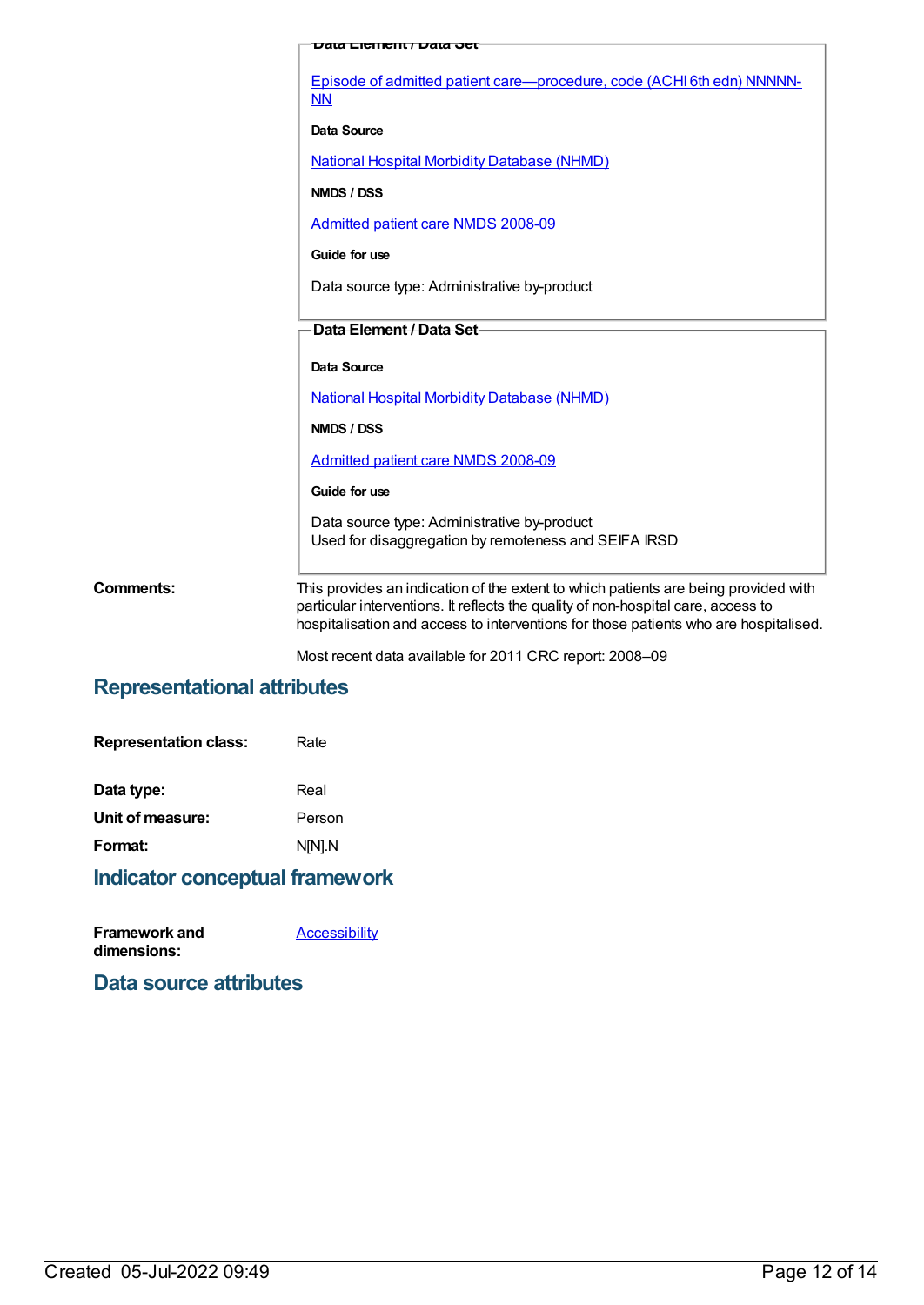**Data Element / Data Set**

Episode of admitted patient care—procedure, code (ACHI 6th edn) NNNNN-NN

**Data Source**

National Hospital Morbidity Database (NHMD)

**NMDS / DSS**

Admitted patient care NMDS 2008-09

**Guide for use**

Data source type: Administrative by-product

**Data Element / Data Set**

**Data Source**

National Hospital Morbidity Database (NHMD)

**NMDS / DSS**

Admitted patient care NMDS 2008-09

**Guide for use**

Data source type: Administrative by-product
Used for disaggregation by remoteness and SEIFA IRSD

**Comments:** This provides an indication of the extent to which patients are being provided with particular interventions. It reflects the quality of non-hospital care, access to hospitalisation and access to interventions for those patients who are hospitalised.

Most recent data available for 2011 CRC report: 2008–09

## Representational attributes

**Representation class:** Rate

**Data type:** Real

**Unit of measure:** Person

**Format:** N[N].N

## Indicator conceptual framework

**Framework and dimensions:** Accessibility

## Data source attributes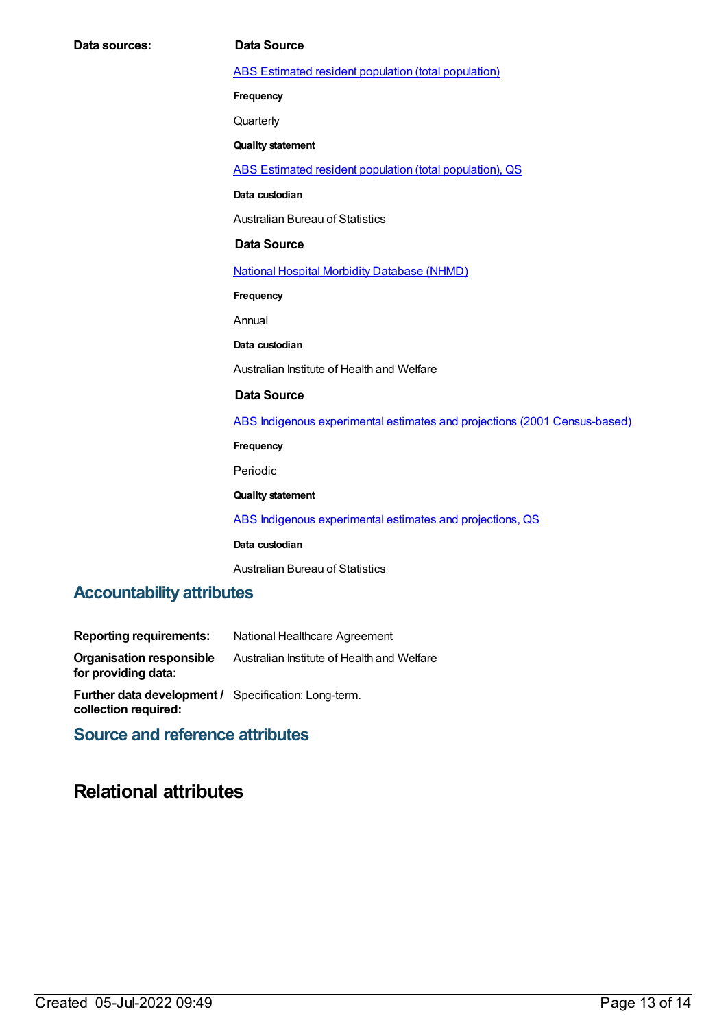**Data sources:**

**Data Source**

ABS Estimated resident population (total population)

**Frequency**

Quarterly

**Quality statement**

ABS Estimated resident population (total population), QS

**Data custodian**

Australian Bureau of Statistics

**Data Source**

National Hospital Morbidity Database (NHMD)

**Frequency**

Annual

**Data custodian**

Australian Institute of Health and Welfare

**Data Source**

ABS Indigenous experimental estimates and projections (2001 Census-based)

**Frequency**

Periodic

**Quality statement**

ABS Indigenous experimental estimates and projections, QS

**Data custodian**

Australian Bureau of Statistics

## Accountability attributes

**Reporting requirements:** National Healthcare Agreement

**Organisation responsible for providing data:** Australian Institute of Health and Welfare

**Further data development / collection required:** Specification: Long-term.

## Source and reference attributes

# Relational attributes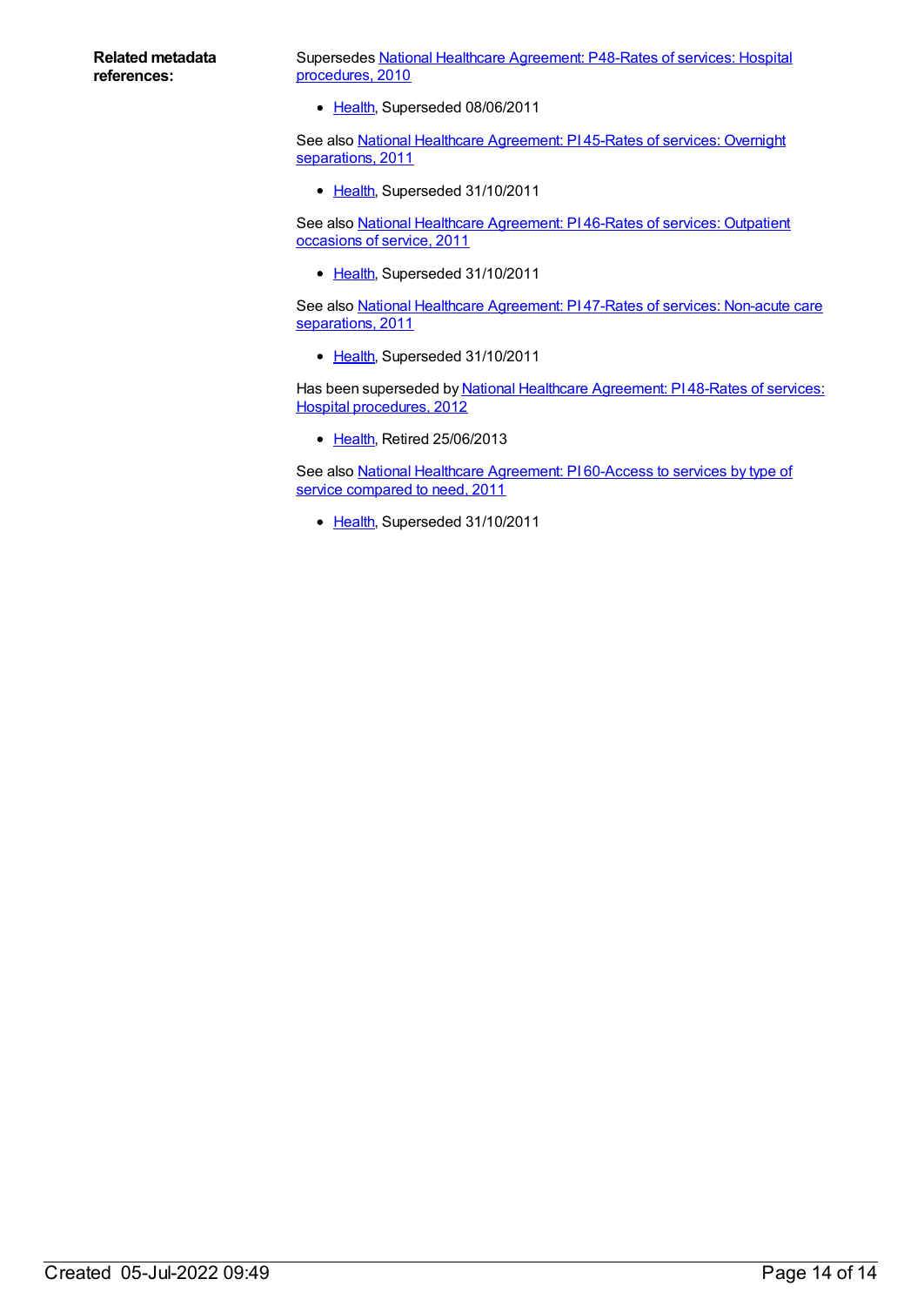**Related metadata references:**

Supersedes National Healthcare Agreement: P48-Rates of services: Hospital procedures, 2010

- Health, Superseded 08/06/2011

See also National Healthcare Agreement: PI 45-Rates of services: Overnight separations, 2011

- Health, Superseded 31/10/2011

See also National Healthcare Agreement: PI 46-Rates of services: Outpatient occasions of service, 2011

- Health, Superseded 31/10/2011

See also National Healthcare Agreement: PI 47-Rates of services: Non-acute care separations, 2011

- Health, Superseded 31/10/2011

Has been superseded by National Healthcare Agreement: PI 48-Rates of services: Hospital procedures, 2012

- Health, Retired 25/06/2013

See also National Healthcare Agreement: PI 60-Access to services by type of service compared to need, 2011

- Health, Superseded 31/10/2011